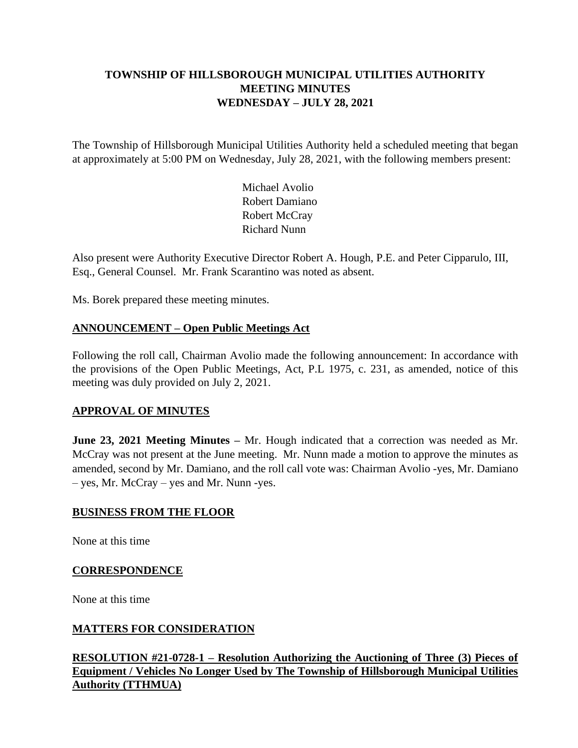**TOWNSHIP OF HILLSBOROUGH MUNICIPAL UTILITIES AUTHORITY**
**MEETING MINUTES**
**WEDNESDAY – JULY 28, 2021**

The Township of Hillsborough Municipal Utilities Authority held a scheduled meeting that began at approximately at 5:00 PM on Wednesday, July 28, 2021, with the following members present:

Michael Avolio
Robert Damiano
Robert McCray
Richard Nunn

Also present were Authority Executive Director Robert A. Hough, P.E. and Peter Cipparulo, III, Esq., General Counsel. Mr. Frank Scarantino was noted as absent.

Ms. Borek prepared these meeting minutes.

**ANNOUNCEMENT – Open Public Meetings Act**

Following the roll call, Chairman Avolio made the following announcement: In accordance with the provisions of the Open Public Meetings, Act, P.L 1975, c. 231, as amended, notice of this meeting was duly provided on July 2, 2021.

**APPROVAL OF MINUTES**

**June 23, 2021 Meeting Minutes –** Mr. Hough indicated that a correction was needed as Mr. McCray was not present at the June meeting. Mr. Nunn made a motion to approve the minutes as amended, second by Mr. Damiano, and the roll call vote was: Chairman Avolio -yes, Mr. Damiano – yes, Mr. McCray – yes and Mr. Nunn -yes.

**BUSINESS FROM THE FLOOR**

None at this time

**CORRESPONDENCE**

None at this time

**MATTERS FOR CONSIDERATION**

**RESOLUTION #21-0728-1 – Resolution Authorizing the Auctioning of Three (3) Pieces of Equipment / Vehicles No Longer Used by The Township of Hillsborough Municipal Utilities Authority (TTHMUA)**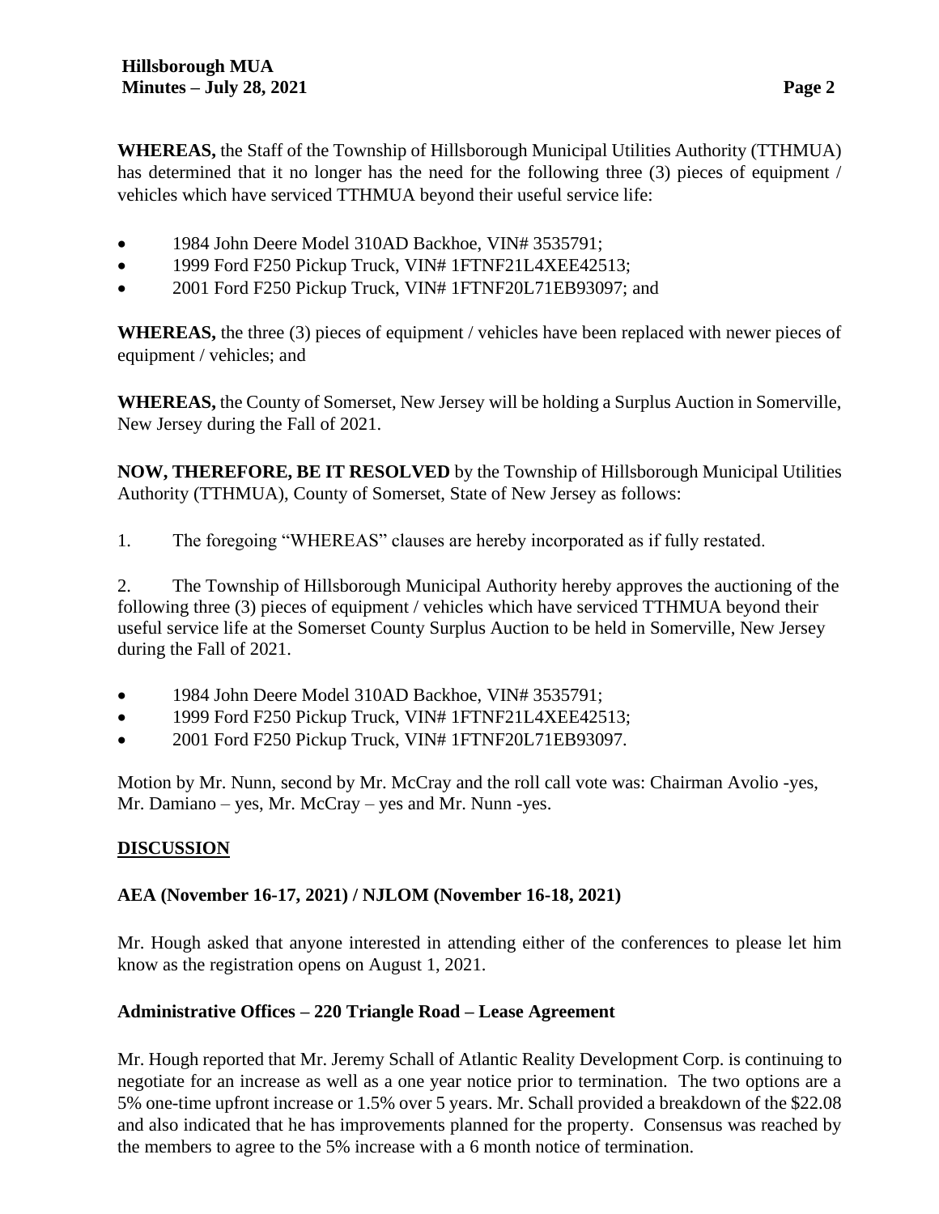**WHEREAS,** the Staff of the Township of Hillsborough Municipal Utilities Authority (TTHMUA) has determined that it no longer has the need for the following three (3) pieces of equipment / vehicles which have serviced TTHMUA beyond their useful service life:

- 1984 John Deere Model 310AD Backhoe, VIN# 3535791;
- 1999 Ford F250 Pickup Truck, VIN# 1FTNF21L4XEE42513;
- 2001 Ford F250 Pickup Truck, VIN# 1FTNF20L71EB93097; and

**WHEREAS,** the three (3) pieces of equipment / vehicles have been replaced with newer pieces of equipment / vehicles; and

**WHEREAS,** the County of Somerset, New Jersey will be holding a Surplus Auction in Somerville, New Jersey during the Fall of 2021.

**NOW, THEREFORE, BE IT RESOLVED** by the Township of Hillsborough Municipal Utilities Authority (TTHMUA), County of Somerset, State of New Jersey as follows:

1. The foregoing "WHEREAS" clauses are hereby incorporated as if fully restated.

2. The Township of Hillsborough Municipal Authority hereby approves the auctioning of the following three (3) pieces of equipment / vehicles which have serviced TTHMUA beyond their useful service life at the Somerset County Surplus Auction to be held in Somerville, New Jersey during the Fall of 2021.

- 1984 John Deere Model 310AD Backhoe, VIN# 3535791;
- 1999 Ford F250 Pickup Truck, VIN# 1FTNF21L4XEE42513;
- 2001 Ford F250 Pickup Truck, VIN# 1FTNF20L71EB93097.

Motion by Mr. Nunn, second by Mr. McCray and the roll call vote was: Chairman Avolio -yes, Mr. Damiano – yes, Mr. McCray – yes and Mr. Nunn -yes.

## DISCUSSION

### AEA (November 16-17, 2021) / NJLOM (November 16-18, 2021)

Mr. Hough asked that anyone interested in attending either of the conferences to please let him know as the registration opens on August 1, 2021.

### Administrative Offices – 220 Triangle Road – Lease Agreement

Mr. Hough reported that Mr. Jeremy Schall of Atlantic Reality Development Corp. is continuing to negotiate for an increase as well as a one year notice prior to termination. The two options are a 5% one-time upfront increase or 1.5% over 5 years. Mr. Schall provided a breakdown of the $22.08 and also indicated that he has improvements planned for the property. Consensus was reached by the members to agree to the 5% increase with a 6 month notice of termination.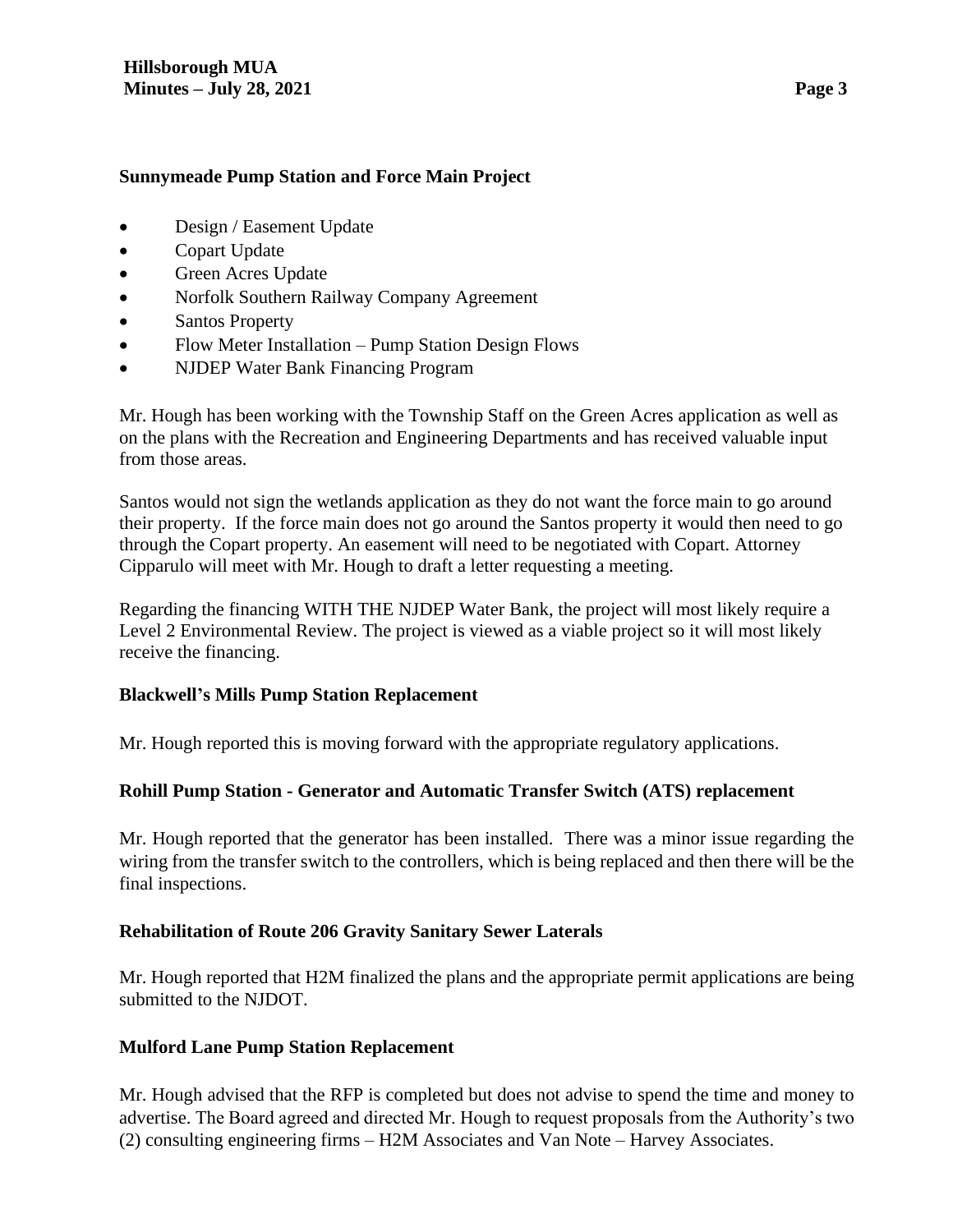**Sunnymeade Pump Station and Force Main Project**

- Design / Easement Update
- Copart Update
- Green Acres Update
- Norfolk Southern Railway Company Agreement
- Santos Property
- Flow Meter Installation – Pump Station Design Flows
- NJDEP Water Bank Financing Program

Mr. Hough has been working with the Township Staff on the Green Acres application as well as on the plans with the Recreation and Engineering Departments and has received valuable input from those areas.

Santos would not sign the wetlands application as they do not want the force main to go around their property. If the force main does not go around the Santos property it would then need to go through the Copart property. An easement will need to be negotiated with Copart. Attorney Cipparulo will meet with Mr. Hough to draft a letter requesting a meeting.

Regarding the financing WITH THE NJDEP Water Bank, the project will most likely require a Level 2 Environmental Review. The project is viewed as a viable project so it will most likely receive the financing.

**Blackwell's Mills Pump Station Replacement**

Mr. Hough reported this is moving forward with the appropriate regulatory applications.

**Rohill Pump Station - Generator and Automatic Transfer Switch (ATS) replacement**

Mr. Hough reported that the generator has been installed. There was a minor issue regarding the wiring from the transfer switch to the controllers, which is being replaced and then there will be the final inspections.

**Rehabilitation of Route 206 Gravity Sanitary Sewer Laterals**

Mr. Hough reported that H2M finalized the plans and the appropriate permit applications are being submitted to the NJDOT.

**Mulford Lane Pump Station Replacement**

Mr. Hough advised that the RFP is completed but does not advise to spend the time and money to advertise. The Board agreed and directed Mr. Hough to request proposals from the Authority's two (2) consulting engineering firms – H2M Associates and Van Note – Harvey Associates.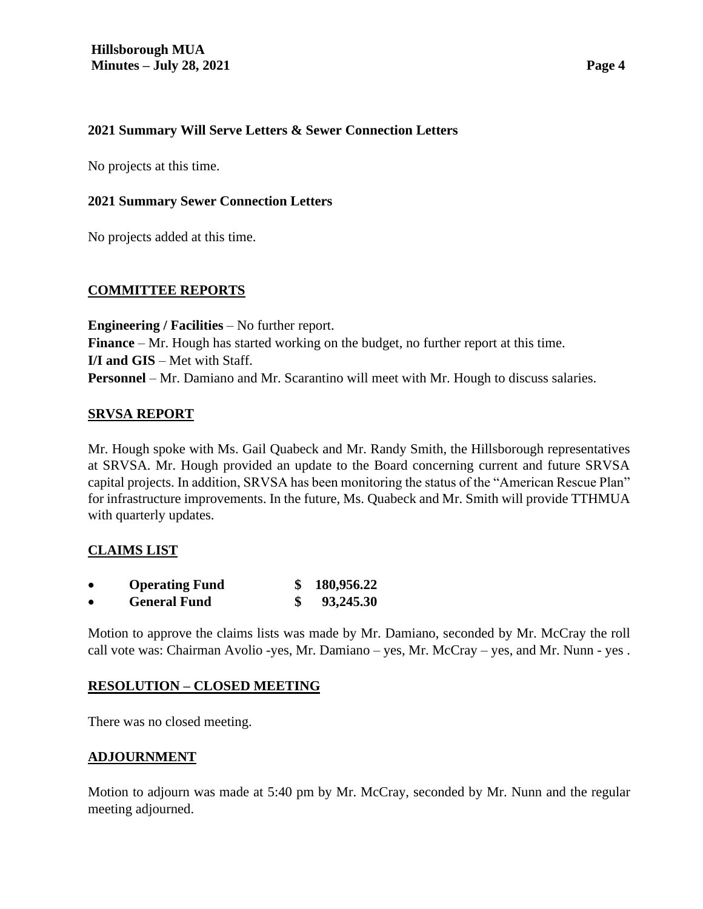**2021 Summary Will Serve Letters & Sewer Connection Letters**

No projects at this time.

**2021 Summary Sewer Connection Letters**

No projects added at this time.

## COMMITTEE REPORTS

**Engineering / Facilities** – No further report.
**Finance** – Mr. Hough has started working on the budget, no further report at this time.
**I/I and GIS** – Met with Staff.
**Personnel** – Mr. Damiano and Mr. Scarantino will meet with Mr. Hough to discuss salaries.

## SRVSA REPORT

Mr. Hough spoke with Ms. Gail Quabeck and Mr. Randy Smith, the Hillsborough representatives at SRVSA. Mr. Hough provided an update to the Board concerning current and future SRVSA capital projects. In addition, SRVSA has been monitoring the status of the "American Rescue Plan" for infrastructure improvements. In the future, Ms. Quabeck and Mr. Smith will provide TTHMUA with quarterly updates.

## CLAIMS LIST

- **Operating Fund** **$ 180,956.22**
- **General Fund** **$ 93,245.30**

Motion to approve the claims lists was made by Mr. Damiano, seconded by Mr. McCray the roll call vote was: Chairman Avolio -yes, Mr. Damiano – yes, Mr. McCray – yes, and Mr. Nunn - yes .

## RESOLUTION – CLOSED MEETING

There was no closed meeting.

## ADJOURNMENT

Motion to adjourn was made at 5:40 pm by Mr. McCray, seconded by Mr. Nunn and the regular meeting adjourned.